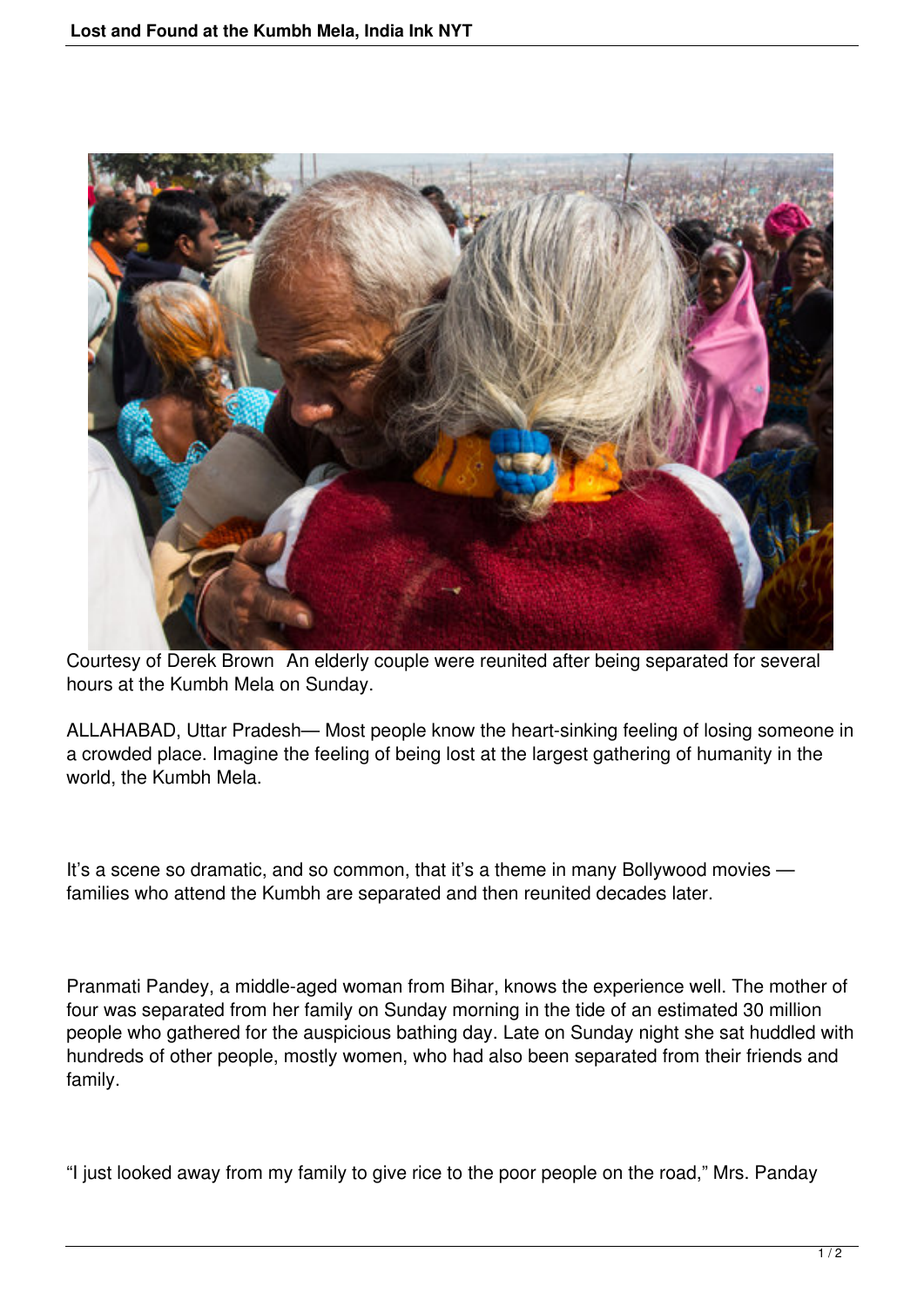Courtesy of Derek Brown An elderly couple were reunited after being separated for several hours at the Kumbh Mela on Sunday.

ALLAHABAD, Uttar Pradesh— Most people know the heart-sinking feeling of losing someone in a crowded place. Imagine the feeling of being lost at the largest gathering of humanity in the world, the Kumbh Mela.

It's a scene so dramatic, and so common, that it's a theme in many Bollywood movies — families who attend the Kumbh are separated and then reunited decades later.

Pranmati Pandey, a middle-aged woman from Bihar, knows the experience well. The mother of four was separated from her family on Sunday morning in the tide of an estimated 30 million people who gathered for the auspicious bathing day. Late on Sunday night she sat huddled with hundreds of other people, mostly women, who had also been separated from their friends and family.

"I just looked away from my family to give rice to the poor people on the road," Mrs. Panday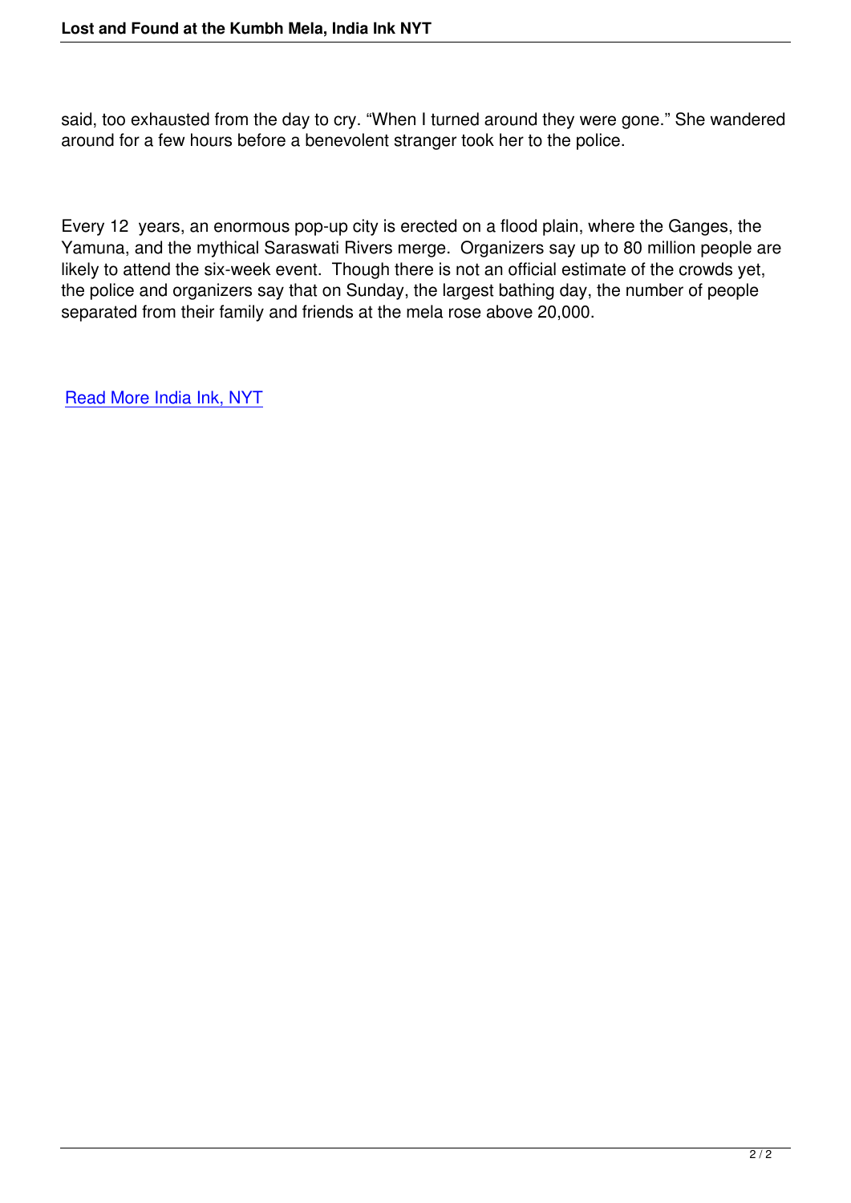said, too exhausted from the day to cry. “When I turned around they were gone.” She wandered around for a few hours before a benevolent stranger took her to the police.

Every 12 years, an enormous pop-up city is erected on a flood plain, where the Ganges, the Yamuna, and the mythical Saraswati Rivers merge. Organizers say up to 80 million people are likely to attend the six-week event. Though there is not an official estimate of the crowds yet, the police and organizers say that on Sunday, the largest bathing day, the number of people separated from their family and friends at the mela rose above 20,000.

Read More India Ink, NYT